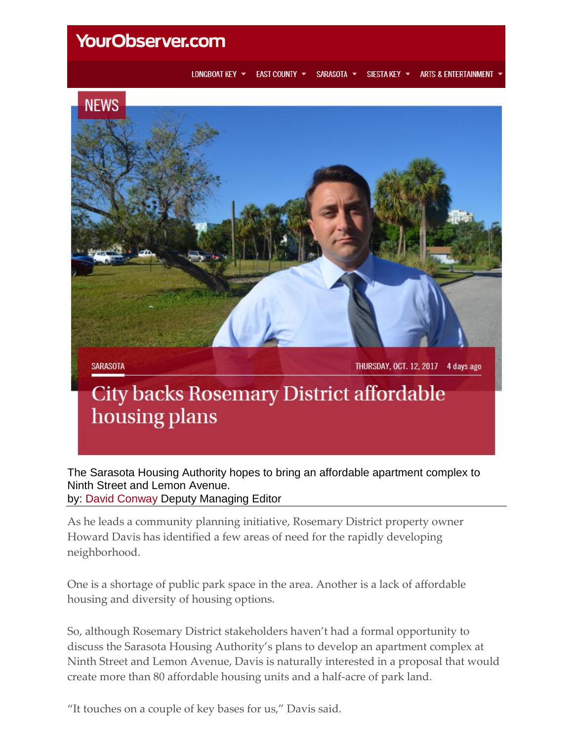YourObserver.com

LONGBOAT KEY | EAST COUNTY | SARASOTA | SIESTA KEY | ARTS & ENTERTAINMENT

NEWS

SARASOTA

THURSDAY, OCT. 12, 2017 4 days ago

# City backs Rosemary District affordable housing plans

The Sarasota Housing Authority hopes to bring an affordable apartment complex to Ninth Street and Lemon Avenue.

by: David Conway Deputy Managing Editor

---

As he leads a community planning initiative, Rosemary District property owner Howard Davis has identified a few areas of need for the rapidly developing neighborhood.

One is a shortage of public park space in the area. Another is a lack of affordable housing and diversity of housing options.

So, although Rosemary District stakeholders haven't had a formal opportunity to discuss the Sarasota Housing Authority's plans to develop an apartment complex at Ninth Street and Lemon Avenue, Davis is naturally interested in a proposal that would create more than 80 affordable housing units and a half-acre of park land.

"It touches on a couple of key bases for us," Davis said.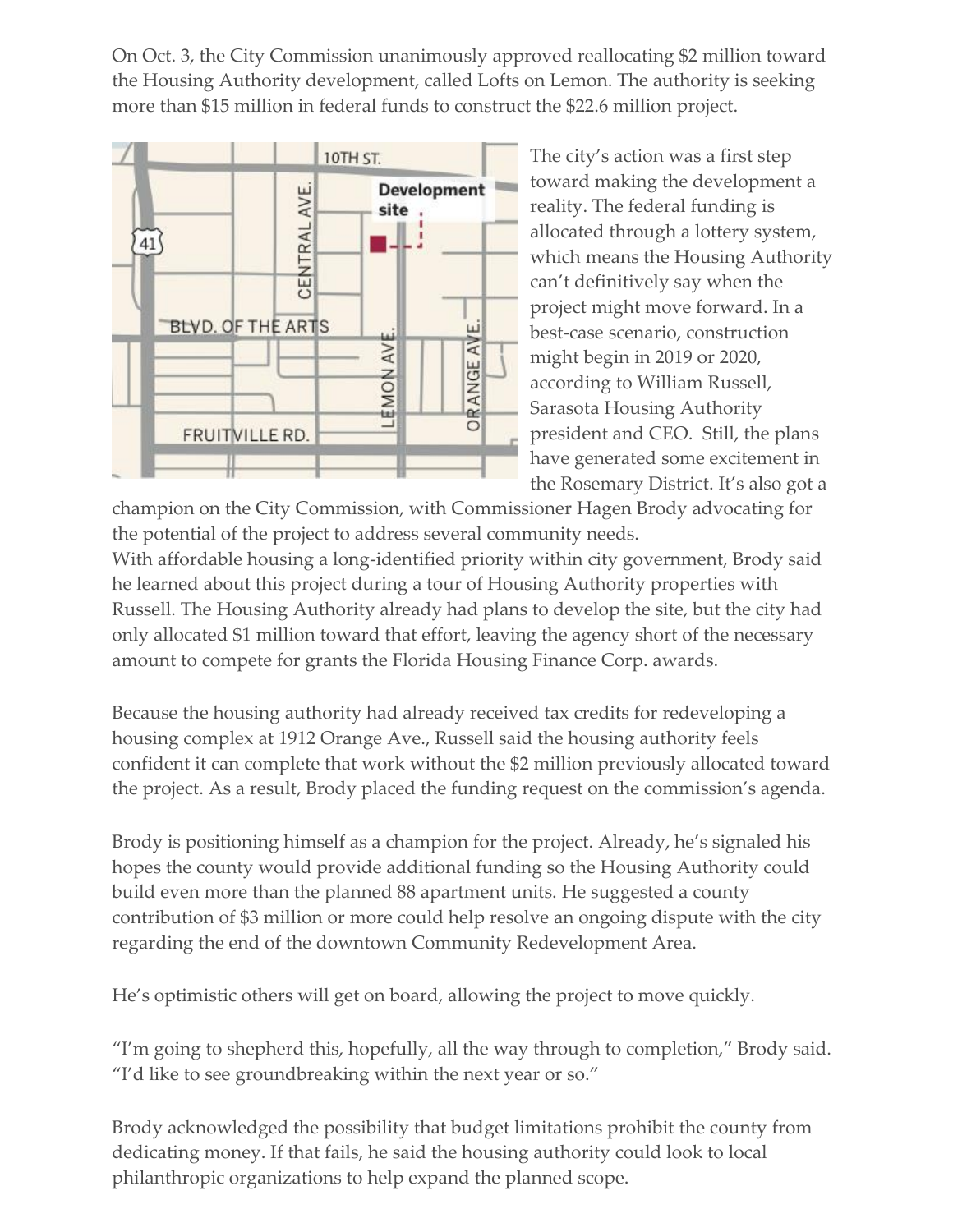On Oct. 3, the City Commission unanimously approved reallocating $2 million toward the Housing Authority development, called Lofts on Lemon. The authority is seeking more than $15 million in federal funds to construct the $22.6 million project.

The city's action was a first step toward making the development a reality. The federal funding is allocated through a lottery system, which means the Housing Authority can't definitively say when the project might move forward. In a best-case scenario, construction might begin in 2019 or 2020, according to William Russell, Sarasota Housing Authority president and CEO. Still, the plans have generated some excitement in the Rosemary District. It's also got a champion on the City Commission, with Commissioner Hagen Brody advocating for the potential of the project to address several community needs.

With affordable housing a long-identified priority within city government, Brody said he learned about this project during a tour of Housing Authority properties with Russell. The Housing Authority already had plans to develop the site, but the city had only allocated $1 million toward that effort, leaving the agency short of the necessary amount to compete for grants the Florida Housing Finance Corp. awards.

Because the housing authority had already received tax credits for redeveloping a housing complex at 1912 Orange Ave., Russell said the housing authority feels confident it can complete that work without the $2 million previously allocated toward the project. As a result, Brody placed the funding request on the commission's agenda.

Brody is positioning himself as a champion for the project. Already, he's signaled his hopes the county would provide additional funding so the Housing Authority could build even more than the planned 88 apartment units. He suggested a county contribution of $3 million or more could help resolve an ongoing dispute with the city regarding the end of the downtown Community Redevelopment Area.

He's optimistic others will get on board, allowing the project to move quickly.

"I'm going to shepherd this, hopefully, all the way through to completion," Brody said. "I'd like to see groundbreaking within the next year or so."

Brody acknowledged the possibility that budget limitations prohibit the county from dedicating money. If that fails, he said the housing authority could look to local philanthropic organizations to help expand the planned scope.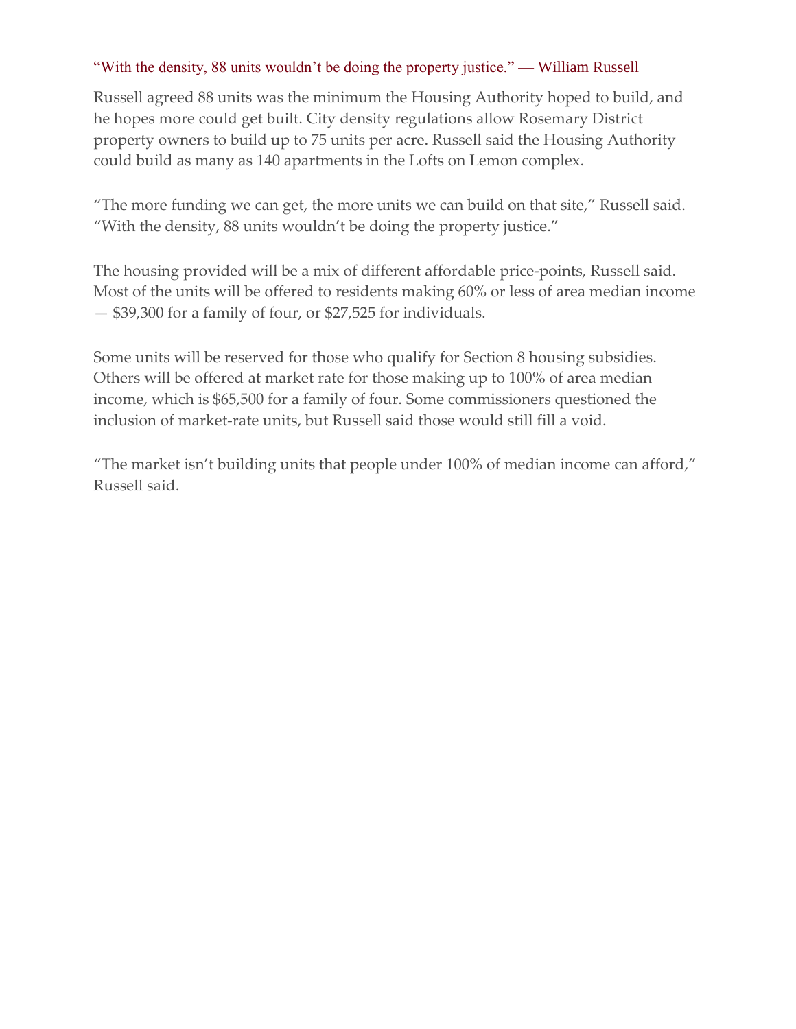"With the density, 88 units wouldn't be doing the property justice." — William Russell

Russell agreed 88 units was the minimum the Housing Authority hoped to build, and he hopes more could get built. City density regulations allow Rosemary District property owners to build up to 75 units per acre. Russell said the Housing Authority could build as many as 140 apartments in the Lofts on Lemon complex.

"The more funding we can get, the more units we can build on that site," Russell said. "With the density, 88 units wouldn't be doing the property justice."

The housing provided will be a mix of different affordable price-points, Russell said. Most of the units will be offered to residents making 60% or less of area median income — $39,300 for a family of four, or $27,525 for individuals.

Some units will be reserved for those who qualify for Section 8 housing subsidies. Others will be offered at market rate for those making up to 100% of area median income, which is $65,500 for a family of four. Some commissioners questioned the inclusion of market-rate units, but Russell said those would still fill a void.

"The market isn't building units that people under 100% of median income can afford," Russell said.